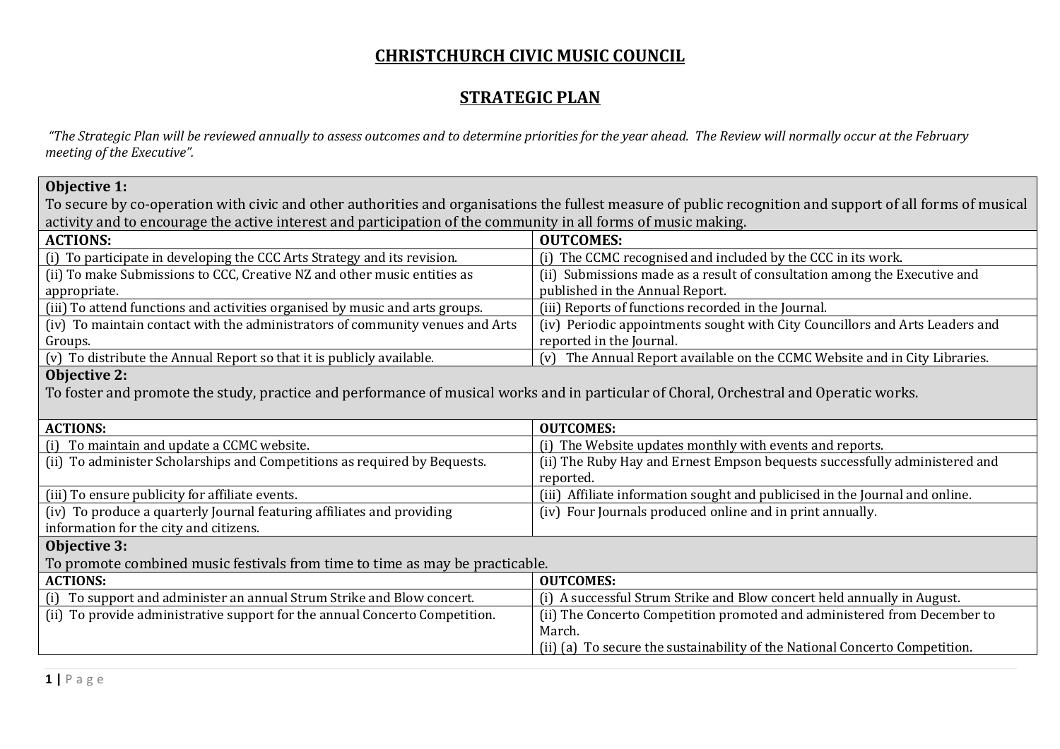# CHRISTCHURCH CIVIC MUSIC COUNCIL

## STRATEGIC PLAN

*"The Strategic Plan will be reviewed annually to assess outcomes and to determine priorities for the year ahead. The Review will normally occur at the February meeting of the Executive".*

| **Objective 1:** To secure by co-operation with civic and other authorities and organisations the fullest measure of public recognition and support of all forms of musical activity and to encourage the active interest and participation of the community in all forms of music making. | |
|---|---|
| **ACTIONS:** | **OUTCOMES:** |
| (i) To participate in developing the CCC Arts Strategy and its revision. | (i) The CCMC recognised and included by the CCC in its work. |
| (ii) To make Submissions to CCC, Creative NZ and other music entities as appropriate. | (ii) Submissions made as a result of consultation among the Executive and published in the Annual Report. |
| (iii) To attend functions and activities organised by music and arts groups. | (iii) Reports of functions recorded in the Journal. |
| (iv) To maintain contact with the administrators of community venues and Arts Groups. | (iv) Periodic appointments sought with City Councillors and Arts Leaders and reported in the Journal. |
| (v) To distribute the Annual Report so that it is publicly available. | (v) The Annual Report available on the CCMC Website and in City Libraries. |
| **Objective 2:** To foster and promote the study, practice and performance of musical works and in particular of Choral, Orchestral and Operatic works. | |
| **ACTIONS:** | **OUTCOMES:** |
| (i) To maintain and update a CCMC website. | (i) The Website updates monthly with events and reports. |
| (ii) To administer Scholarships and Competitions as required by Bequests. | (ii) The Ruby Hay and Ernest Empson bequests successfully administered and reported. |
| (iii) To ensure publicity for affiliate events. | (iii) Affiliate information sought and publicised in the Journal and online. |
| (iv) To produce a quarterly Journal featuring affiliates and providing information for the city and citizens. | (iv) Four Journals produced online and in print annually. |
| **Objective 3:** To promote combined music festivals from time to time as may be practicable. | |
| **ACTIONS:** | **OUTCOMES:** |
| (i) To support and administer an annual Strum Strike and Blow concert. | (i) A successful Strum Strike and Blow concert held annually in August. |
| (ii) To provide administrative support for the annual Concerto Competition. | (ii) The Concerto Competition promoted and administered from December to March.<br>(ii) (a) To secure the sustainability of the National Concerto Competition. |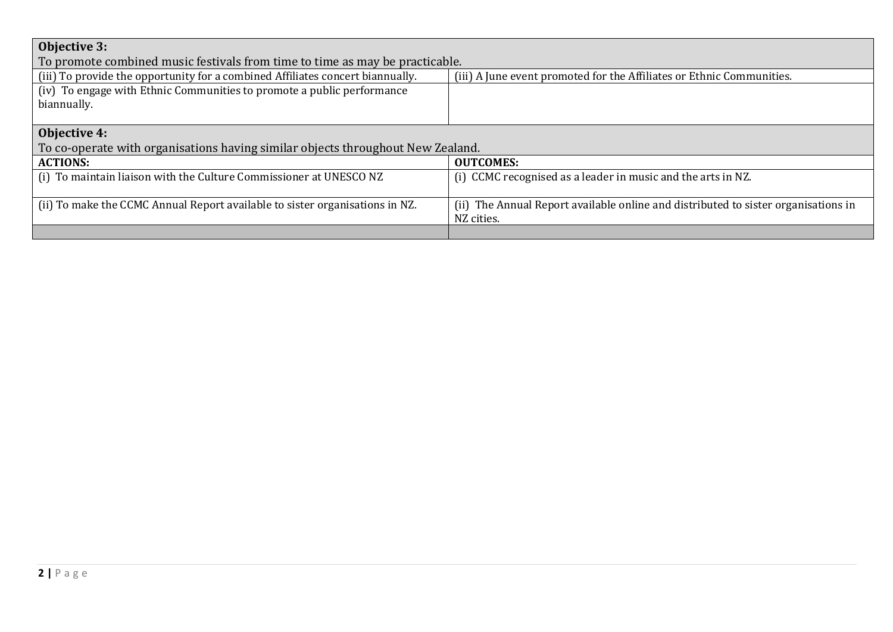| | |
|---|---|
| **Objective 3:**<br>To promote combined music festivals from time to time as may be practicable. | |
| (iii) To provide the opportunity for a combined Affiliates concert biannually. | (iii) A June event promoted for the Affiliates or Ethnic Communities. |
| (iv) To engage with Ethnic Communities to promote a public performance biannually. | |
| **Objective 4:**<br>To co-operate with organisations having similar objects throughout New Zealand. | |
| **ACTIONS:** | **OUTCOMES:** |
| (i) To maintain liaison with the Culture Commissioner at UNESCO NZ | (i) CCMC recognised as a leader in music and the arts in NZ. |
| (ii) To make the CCMC Annual Report available to sister organisations in NZ. | (ii) The Annual Report available online and distributed to sister organisations in NZ cities. |
| | |